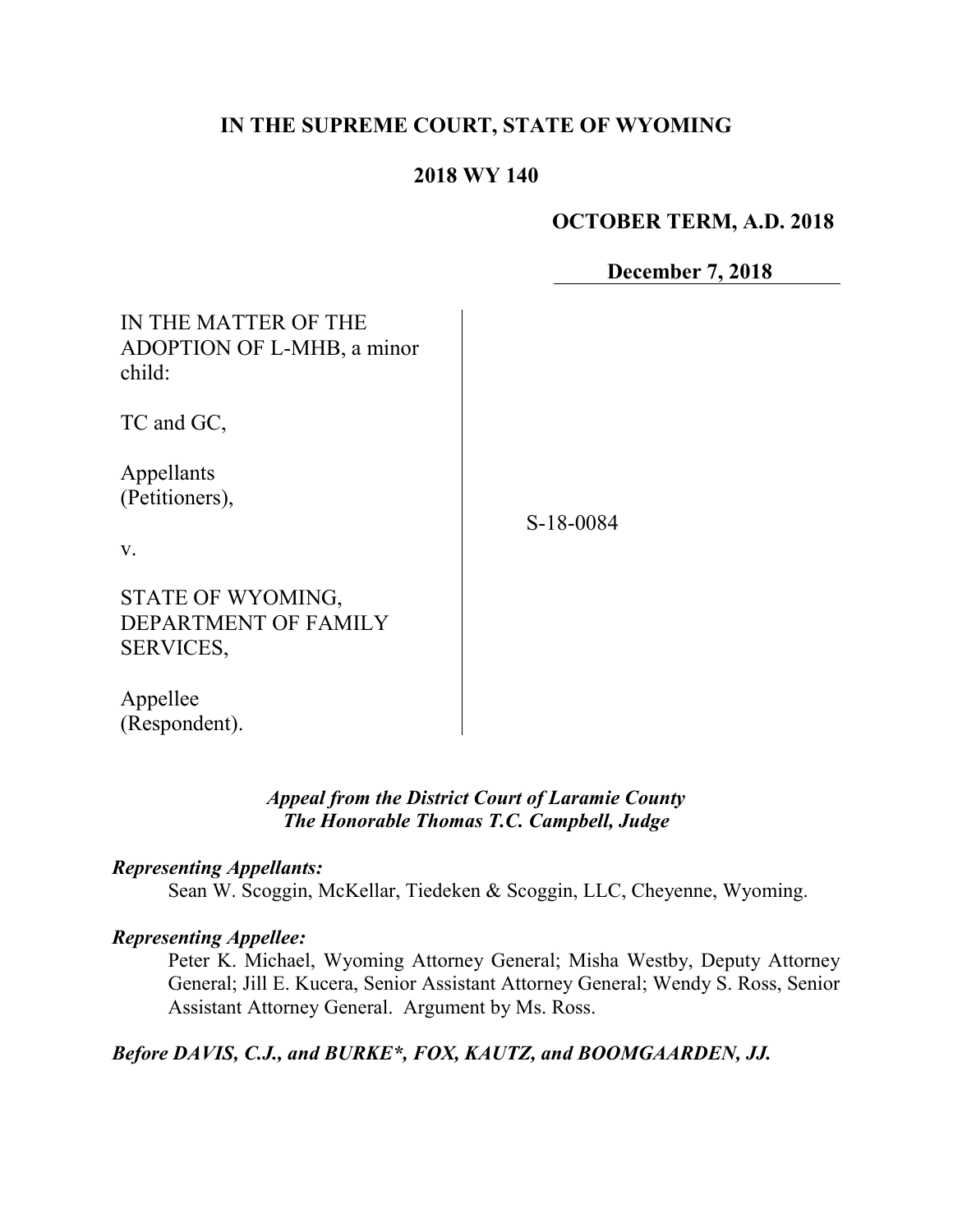# IN THE SUPREME COURT, STATE OF WYOMING

## 2018 WY 140

**OCTOBER TERM, A.D. 2018**

**December 7, 2018**

IN THE MATTER OF THE ADOPTION OF L-MHB, a minor child:

TC and GC,

Appellants (Petitioners),

v.

STATE OF WYOMING, DEPARTMENT OF FAMILY SERVICES,

Appellee (Respondent).

S-18-0084

***Appeal from the District Court of Laramie County***
***The Honorable Thomas T.C. Campbell, Judge***

***Representing Appellants:***

Sean W. Scoggin, McKellar, Tiedeken & Scoggin, LLC, Cheyenne, Wyoming.

***Representing Appellee:***

Peter K. Michael, Wyoming Attorney General; Misha Westby, Deputy Attorney General; Jill E. Kucera, Senior Assistant Attorney General; Wendy S. Ross, Senior Assistant Attorney General. Argument by Ms. Ross.

***Before DAVIS, C.J., and BURKE\*, FOX, KAUTZ, and BOOMGAARDEN, JJ.***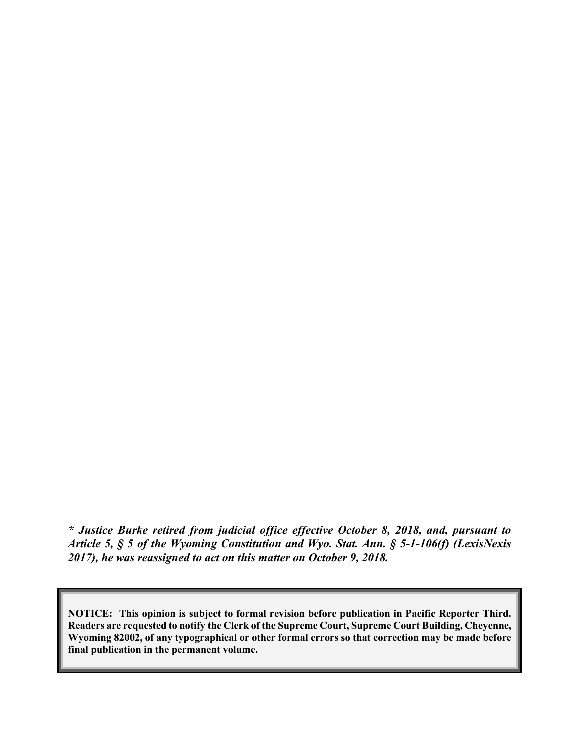***\* Justice Burke retired from judicial office effective October 8, 2018, and, pursuant to Article 5, § 5 of the Wyoming Constitution and Wyo. Stat. Ann. § 5-1-106(f) (LexisNexis 2017), he was reassigned to act on this matter on October 9, 2018.***

**NOTICE: This opinion is subject to formal revision before publication in Pacific Reporter Third. Readers are requested to notify the Clerk of the Supreme Court, Supreme Court Building, Cheyenne, Wyoming 82002, of any typographical or other formal errors so that correction may be made before final publication in the permanent volume.**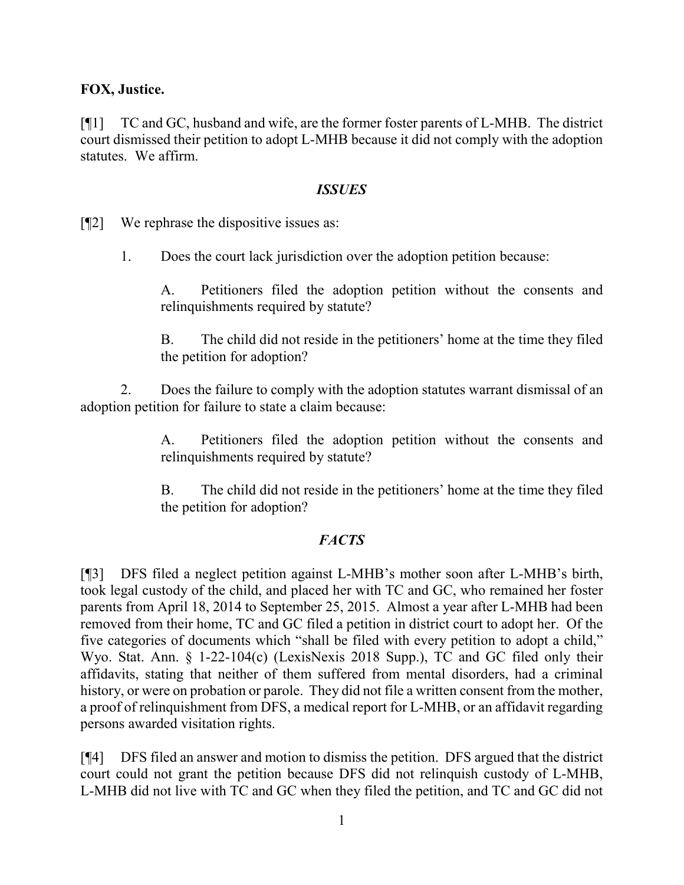**FOX, Justice.**

[¶1] TC and GC, husband and wife, are the former foster parents of L-MHB. The district court dismissed their petition to adopt L-MHB because it did not comply with the adoption statutes. We affirm.

### *ISSUES*

[¶2] We rephrase the dispositive issues as:

1. Does the court lack jurisdiction over the adoption petition because:

   A. Petitioners filed the adoption petition without the consents and relinquishments required by statute?

   B. The child did not reside in the petitioners' home at the time they filed the petition for adoption?

2. Does the failure to comply with the adoption statutes warrant dismissal of an adoption petition for failure to state a claim because:

   A. Petitioners filed the adoption petition without the consents and relinquishments required by statute?

   B. The child did not reside in the petitioners' home at the time they filed the petition for adoption?

### *FACTS*

[¶3] DFS filed a neglect petition against L-MHB's mother soon after L-MHB's birth, took legal custody of the child, and placed her with TC and GC, who remained her foster parents from April 18, 2014 to September 25, 2015. Almost a year after L-MHB had been removed from their home, TC and GC filed a petition in district court to adopt her. Of the five categories of documents which "shall be filed with every petition to adopt a child," Wyo. Stat. Ann. § 1-22-104(c) (LexisNexis 2018 Supp.), TC and GC filed only their affidavits, stating that neither of them suffered from mental disorders, had a criminal history, or were on probation or parole. They did not file a written consent from the mother, a proof of relinquishment from DFS, a medical report for L-MHB, or an affidavit regarding persons awarded visitation rights.

[¶4] DFS filed an answer and motion to dismiss the petition. DFS argued that the district court could not grant the petition because DFS did not relinquish custody of L-MHB, L-MHB did not live with TC and GC when they filed the petition, and TC and GC did not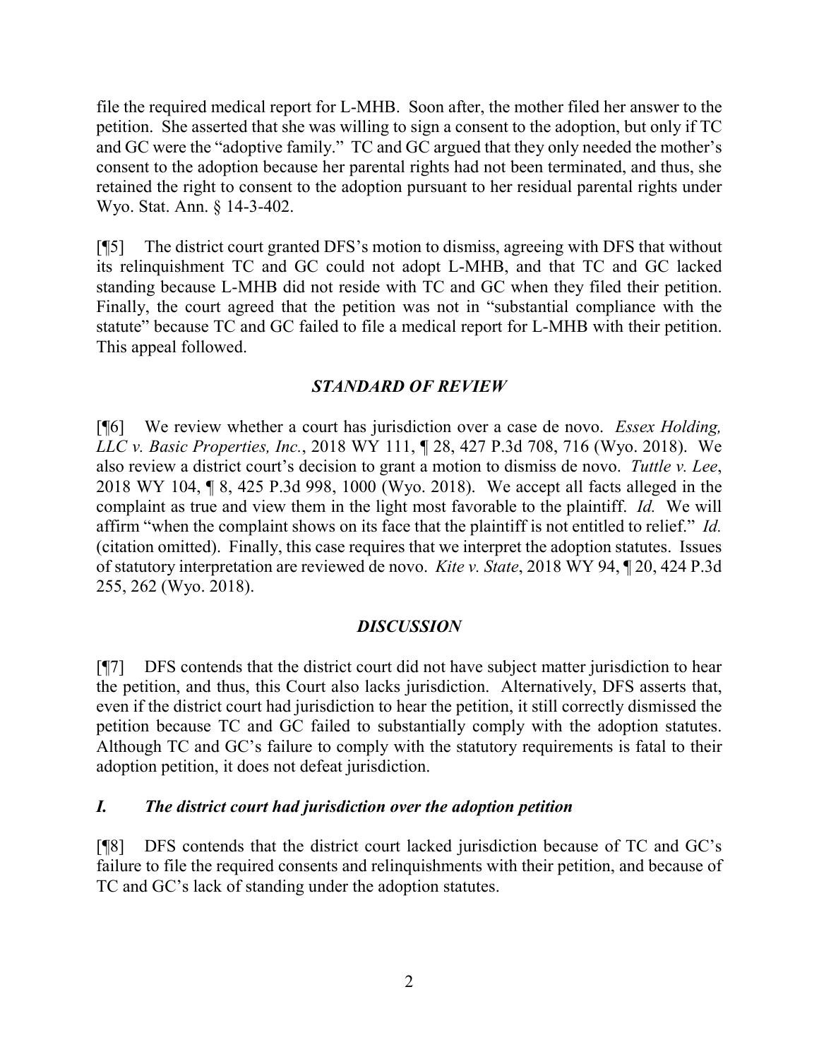file the required medical report for L-MHB. Soon after, the mother filed her answer to the petition. She asserted that she was willing to sign a consent to the adoption, but only if TC and GC were the "adoptive family." TC and GC argued that they only needed the mother's consent to the adoption because her parental rights had not been terminated, and thus, she retained the right to consent to the adoption pursuant to her residual parental rights under Wyo. Stat. Ann. § 14-3-402.

[¶5] The district court granted DFS's motion to dismiss, agreeing with DFS that without its relinquishment TC and GC could not adopt L-MHB, and that TC and GC lacked standing because L-MHB did not reside with TC and GC when they filed their petition. Finally, the court agreed that the petition was not in "substantial compliance with the statute" because TC and GC failed to file a medical report for L-MHB with their petition. This appeal followed.

## *STANDARD OF REVIEW*

[¶6] We review whether a court has jurisdiction over a case de novo. *Essex Holding, LLC v. Basic Properties, Inc.*, 2018 WY 111, ¶ 28, 427 P.3d 708, 716 (Wyo. 2018). We also review a district court's decision to grant a motion to dismiss de novo. *Tuttle v. Lee*, 2018 WY 104, ¶ 8, 425 P.3d 998, 1000 (Wyo. 2018). We accept all facts alleged in the complaint as true and view them in the light most favorable to the plaintiff. *Id.* We will affirm "when the complaint shows on its face that the plaintiff is not entitled to relief." *Id.* (citation omitted). Finally, this case requires that we interpret the adoption statutes. Issues of statutory interpretation are reviewed de novo. *Kite v. State*, 2018 WY 94, ¶ 20, 424 P.3d 255, 262 (Wyo. 2018).

## *DISCUSSION*

[¶7] DFS contends that the district court did not have subject matter jurisdiction to hear the petition, and thus, this Court also lacks jurisdiction. Alternatively, DFS asserts that, even if the district court had jurisdiction to hear the petition, it still correctly dismissed the petition because TC and GC failed to substantially comply with the adoption statutes. Although TC and GC's failure to comply with the statutory requirements is fatal to their adoption petition, it does not defeat jurisdiction.

### *I. The district court had jurisdiction over the adoption petition*

[¶8] DFS contends that the district court lacked jurisdiction because of TC and GC's failure to file the required consents and relinquishments with their petition, and because of TC and GC's lack of standing under the adoption statutes.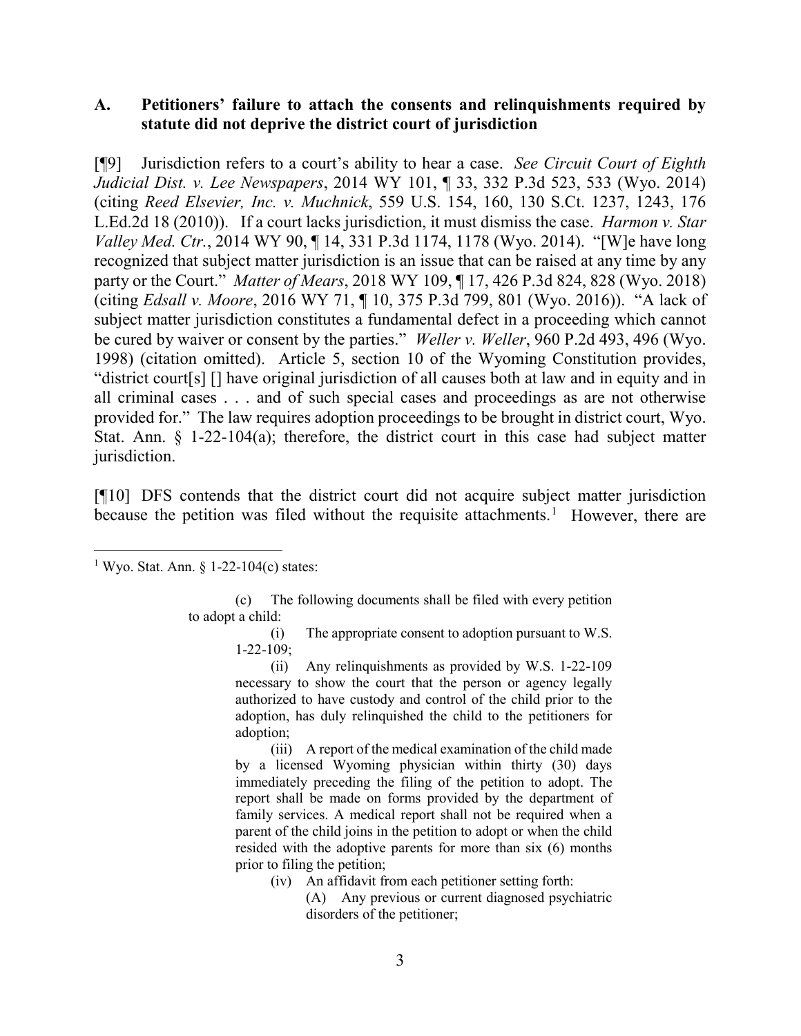### A. Petitioners' failure to attach the consents and relinquishments required by statute did not deprive the district court of jurisdiction

[¶9] Jurisdiction refers to a court's ability to hear a case. *See Circuit Court of Eighth Judicial Dist. v. Lee Newspapers*, 2014 WY 101, ¶ 33, 332 P.3d 523, 533 (Wyo. 2014) (citing *Reed Elsevier, Inc. v. Muchnick*, 559 U.S. 154, 160, 130 S.Ct. 1237, 1243, 176 L.Ed.2d 18 (2010)). If a court lacks jurisdiction, it must dismiss the case. *Harmon v. Star Valley Med. Ctr.*, 2014 WY 90, ¶ 14, 331 P.3d 1174, 1178 (Wyo. 2014). "[W]e have long recognized that subject matter jurisdiction is an issue that can be raised at any time by any party or the Court." *Matter of Mears*, 2018 WY 109, ¶ 17, 426 P.3d 824, 828 (Wyo. 2018) (citing *Edsall v. Moore*, 2016 WY 71, ¶ 10, 375 P.3d 799, 801 (Wyo. 2016)). "A lack of subject matter jurisdiction constitutes a fundamental defect in a proceeding which cannot be cured by waiver or consent by the parties." *Weller v. Weller*, 960 P.2d 493, 496 (Wyo. 1998) (citation omitted). Article 5, section 10 of the Wyoming Constitution provides, "district court[s] [] have original jurisdiction of all causes both at law and in equity and in all criminal cases . . . and of such special cases and proceedings as are not otherwise provided for." The law requires adoption proceedings to be brought in district court, Wyo. Stat. Ann. § 1-22-104(a); therefore, the district court in this case had subject matter jurisdiction.

[¶10] DFS contends that the district court did not acquire subject matter jurisdiction because the petition was filed without the requisite attachments.[1] However, there are

---

[1] Wyo. Stat. Ann. § 1-22-104(c) states:

> (c) The following documents shall be filed with every petition to adopt a child:
>
> (i) The appropriate consent to adoption pursuant to W.S. 1-22-109;
>
> (ii) Any relinquishments as provided by W.S. 1-22-109 necessary to show the court that the person or agency legally authorized to have custody and control of the child prior to the adoption, has duly relinquished the child to the petitioners for adoption;
>
> (iii) A report of the medical examination of the child made by a licensed Wyoming physician within thirty (30) days immediately preceding the filing of the petition to adopt. The report shall be made on forms provided by the department of family services. A medical report shall not be required when a parent of the child joins in the petition to adopt or when the child resided with the adoptive parents for more than six (6) months prior to filing the petition;
>
> (iv) An affidavit from each petitioner setting forth:
>
> (A) Any previous or current diagnosed psychiatric disorders of the petitioner;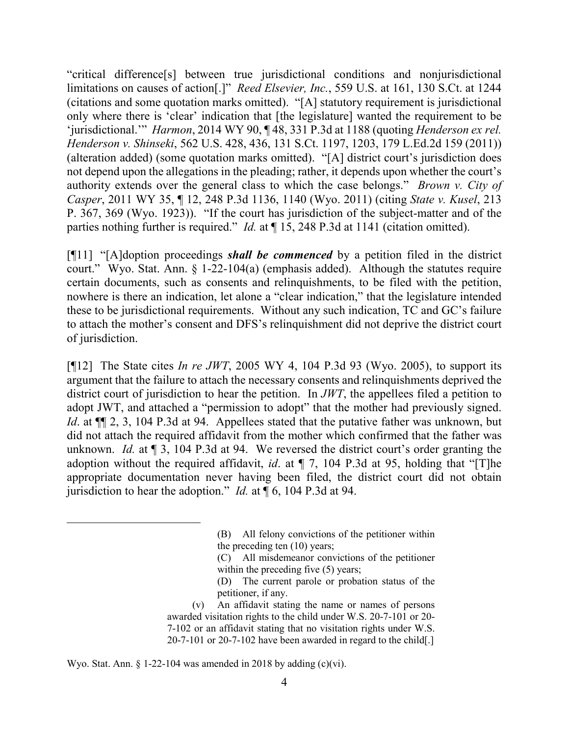"critical difference[s] between true jurisdictional conditions and nonjurisdictional limitations on causes of action[.]" *Reed Elsevier, Inc.*, 559 U.S. at 161, 130 S.Ct. at 1244 (citations and some quotation marks omitted). "[A] statutory requirement is jurisdictional only where there is 'clear' indication that [the legislature] wanted the requirement to be 'jurisdictional.'" *Harmon*, 2014 WY 90, ¶ 48, 331 P.3d at 1188 (quoting *Henderson ex rel. Henderson v. Shinseki*, 562 U.S. 428, 436, 131 S.Ct. 1197, 1203, 179 L.Ed.2d 159 (2011)) (alteration added) (some quotation marks omitted). "[A] district court's jurisdiction does not depend upon the allegations in the pleading; rather, it depends upon whether the court's authority extends over the general class to which the case belongs." *Brown v. City of Casper*, 2011 WY 35, ¶ 12, 248 P.3d 1136, 1140 (Wyo. 2011) (citing *State v. Kusel*, 213 P. 367, 369 (Wyo. 1923)). "If the court has jurisdiction of the subject-matter and of the parties nothing further is required." *Id.* at ¶ 15, 248 P.3d at 1141 (citation omitted).

[¶11] "[A]doption proceedings ***shall be commenced*** by a petition filed in the district court." Wyo. Stat. Ann. § 1-22-104(a) (emphasis added). Although the statutes require certain documents, such as consents and relinquishments, to be filed with the petition, nowhere is there an indication, let alone a "clear indication," that the legislature intended these to be jurisdictional requirements. Without any such indication, TC and GC's failure to attach the mother's consent and DFS's relinquishment did not deprive the district court of jurisdiction.

[¶12] The State cites *In re JWT*, 2005 WY 4, 104 P.3d 93 (Wyo. 2005), to support its argument that the failure to attach the necessary consents and relinquishments deprived the district court of jurisdiction to hear the petition. In *JWT*, the appellees filed a petition to adopt JWT, and attached a "permission to adopt" that the mother had previously signed. *Id*. at ¶¶ 2, 3, 104 P.3d at 94. Appellees stated that the putative father was unknown, but did not attach the required affidavit from the mother which confirmed that the father was unknown. *Id.* at ¶ 3, 104 P.3d at 94. We reversed the district court's order granting the adoption without the required affidavit, *id*. at ¶ 7, 104 P.3d at 95, holding that "[T]he appropriate documentation never having been filed, the district court did not obtain jurisdiction to hear the adoption." *Id.* at ¶ 6, 104 P.3d at 94.

---

> (B) All felony convictions of the petitioner within the preceding ten (10) years;
>
> (C) All misdemeanor convictions of the petitioner within the preceding five (5) years;
>
> (D) The current parole or probation status of the petitioner, if any.
>
> (v) An affidavit stating the name or names of persons awarded visitation rights to the child under W.S. 20-7-101 or 20-7-102 or an affidavit stating that no visitation rights under W.S. 20-7-101 or 20-7-102 have been awarded in regard to the child[.]

Wyo. Stat. Ann. § 1-22-104 was amended in 2018 by adding (c)(vi).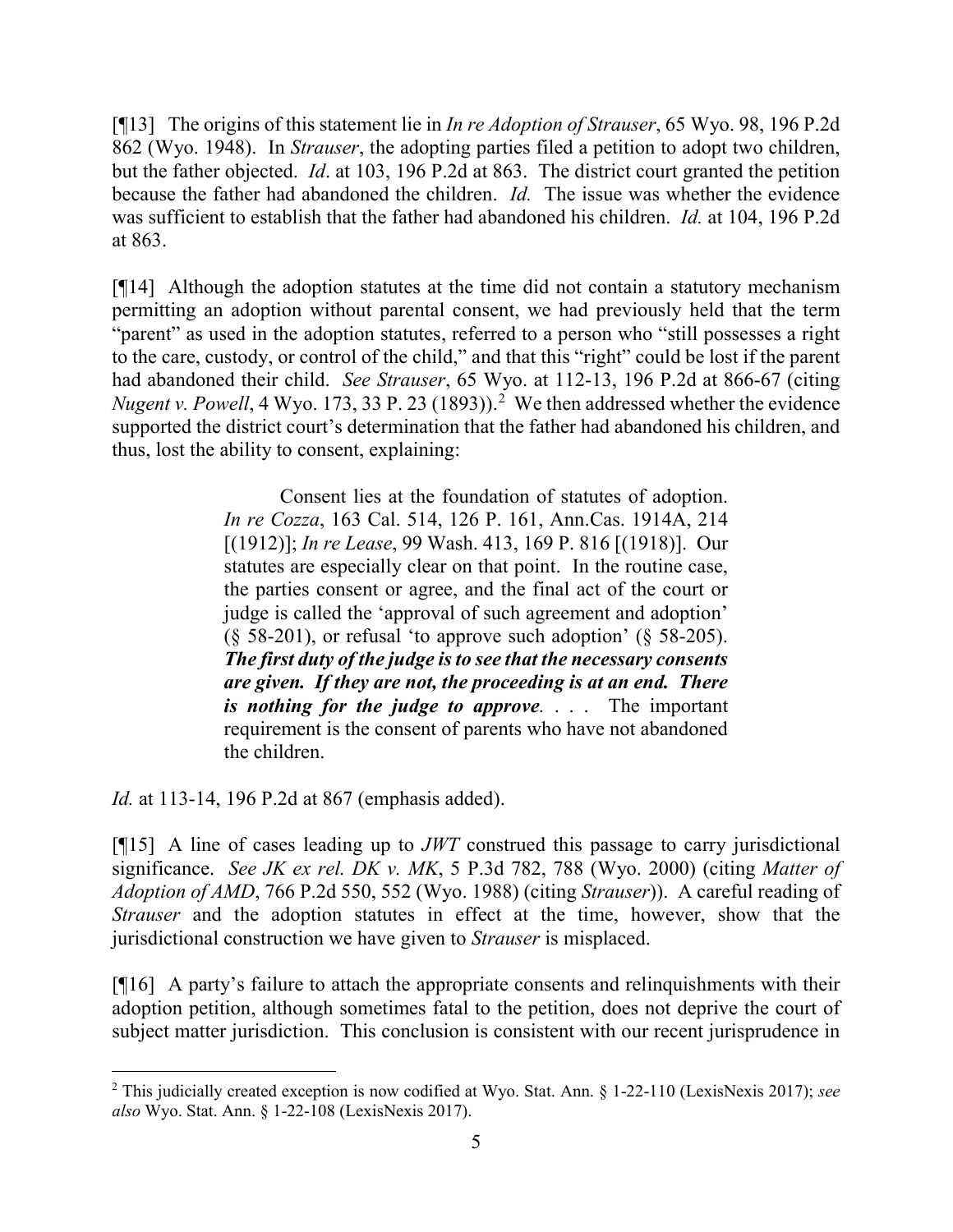[¶13] The origins of this statement lie in *In re Adoption of Strauser*, 65 Wyo. 98, 196 P.2d 862 (Wyo. 1948). In *Strauser*, the adopting parties filed a petition to adopt two children, but the father objected. *Id*. at 103, 196 P.2d at 863. The district court granted the petition because the father had abandoned the children. *Id.* The issue was whether the evidence was sufficient to establish that the father had abandoned his children. *Id.* at 104, 196 P.2d at 863.

[¶14] Although the adoption statutes at the time did not contain a statutory mechanism permitting an adoption without parental consent, we had previously held that the term "parent" as used in the adoption statutes, referred to a person who "still possesses a right to the care, custody, or control of the child," and that this "right" could be lost if the parent had abandoned their child. *See Strauser*, 65 Wyo. at 112-13, 196 P.2d at 866-67 (citing *Nugent v. Powell*, 4 Wyo. 173, 33 P. 23 (1893)).[2] We then addressed whether the evidence supported the district court's determination that the father had abandoned his children, and thus, lost the ability to consent, explaining:

> Consent lies at the foundation of statutes of adoption. *In re Cozza*, 163 Cal. 514, 126 P. 161, Ann.Cas. 1914A, 214 [(1912)]; *In re Lease*, 99 Wash. 413, 169 P. 816 [(1918)]. Our statutes are especially clear on that point. In the routine case, the parties consent or agree, and the final act of the court or judge is called the 'approval of such agreement and adoption' (§ 58-201), or refusal 'to approve such adoption' (§ 58-205). ***The first duty of the judge is to see that the necessary consents are given. If they are not, the proceeding is at an end. There is nothing for the judge to approve***. . . . The important requirement is the consent of parents who have not abandoned the children.

*Id.* at 113-14, 196 P.2d at 867 (emphasis added).

[¶15] A line of cases leading up to *JWT* construed this passage to carry jurisdictional significance. *See JK ex rel. DK v. MK*, 5 P.3d 782, 788 (Wyo. 2000) (citing *Matter of Adoption of AMD*, 766 P.2d 550, 552 (Wyo. 1988) (citing *Strauser*)). A careful reading of *Strauser* and the adoption statutes in effect at the time, however, show that the jurisdictional construction we have given to *Strauser* is misplaced.

[¶16] A party's failure to attach the appropriate consents and relinquishments with their adoption petition, although sometimes fatal to the petition, does not deprive the court of subject matter jurisdiction. This conclusion is consistent with our recent jurisprudence in

---

[2] This judicially created exception is now codified at Wyo. Stat. Ann. § 1-22-110 (LexisNexis 2017); *see also* Wyo. Stat. Ann. § 1-22-108 (LexisNexis 2017).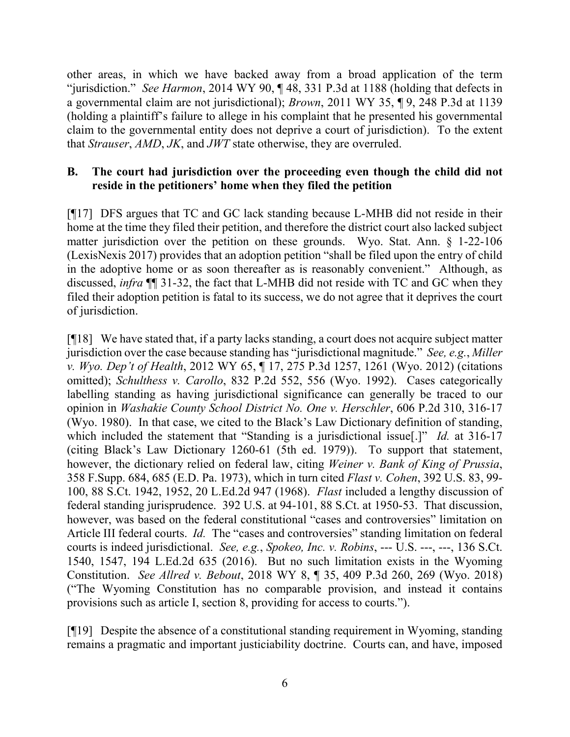other areas, in which we have backed away from a broad application of the term "jurisdiction." *See Harmon*, 2014 WY 90, ¶ 48, 331 P.3d at 1188 (holding that defects in a governmental claim are not jurisdictional); *Brown*, 2011 WY 35, ¶ 9, 248 P.3d at 1139 (holding a plaintiff's failure to allege in his complaint that he presented his governmental claim to the governmental entity does not deprive a court of jurisdiction). To the extent that *Strauser*, *AMD*, *JK*, and *JWT* state otherwise, they are overruled.

## B. The court had jurisdiction over the proceeding even though the child did not reside in the petitioners' home when they filed the petition

[¶17] DFS argues that TC and GC lack standing because L-MHB did not reside in their home at the time they filed their petition, and therefore the district court also lacked subject matter jurisdiction over the petition on these grounds. Wyo. Stat. Ann. § 1-22-106 (LexisNexis 2017) provides that an adoption petition "shall be filed upon the entry of child in the adoptive home or as soon thereafter as is reasonably convenient." Although, as discussed, *infra* ¶¶ 31-32, the fact that L-MHB did not reside with TC and GC when they filed their adoption petition is fatal to its success, we do not agree that it deprives the court of jurisdiction.

[¶18] We have stated that, if a party lacks standing, a court does not acquire subject matter jurisdiction over the case because standing has "jurisdictional magnitude." *See, e.g.*, *Miller v. Wyo. Dep't of Health*, 2012 WY 65, ¶ 17, 275 P.3d 1257, 1261 (Wyo. 2012) (citations omitted); *Schulthess v. Carollo*, 832 P.2d 552, 556 (Wyo. 1992). Cases categorically labelling standing as having jurisdictional significance can generally be traced to our opinion in *Washakie County School District No. One v. Herschler*, 606 P.2d 310, 316-17 (Wyo. 1980). In that case, we cited to the Black's Law Dictionary definition of standing, which included the statement that "Standing is a jurisdictional issue[.]" *Id.* at 316-17 (citing Black's Law Dictionary 1260-61 (5th ed. 1979)). To support that statement, however, the dictionary relied on federal law, citing *Weiner v. Bank of King of Prussia*, 358 F.Supp. 684, 685 (E.D. Pa. 1973), which in turn cited *Flast v. Cohen*, 392 U.S. 83, 99-100, 88 S.Ct. 1942, 1952, 20 L.Ed.2d 947 (1968). *Flast* included a lengthy discussion of federal standing jurisprudence. 392 U.S. at 94-101, 88 S.Ct. at 1950-53. That discussion, however, was based on the federal constitutional "cases and controversies" limitation on Article III federal courts. *Id.* The "cases and controversies" standing limitation on federal courts is indeed jurisdictional. *See, e.g.*, *Spokeo, Inc. v. Robins*, --- U.S. ---, ---, 136 S.Ct. 1540, 1547, 194 L.Ed.2d 635 (2016). But no such limitation exists in the Wyoming Constitution. *See Allred v. Bebout*, 2018 WY 8, ¶ 35, 409 P.3d 260, 269 (Wyo. 2018) ("The Wyoming Constitution has no comparable provision, and instead it contains provisions such as article I, section 8, providing for access to courts.").

[¶19] Despite the absence of a constitutional standing requirement in Wyoming, standing remains a pragmatic and important justiciability doctrine. Courts can, and have, imposed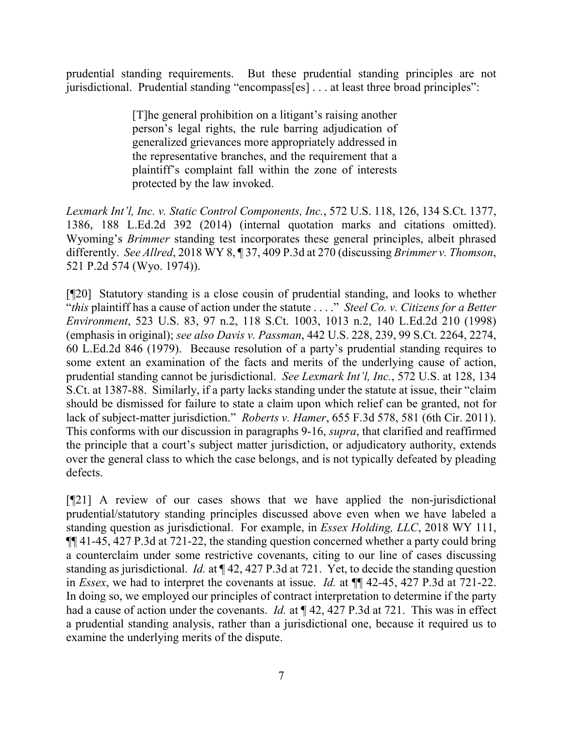prudential standing requirements. But these prudential standing principles are not jurisdictional. Prudential standing "encompass[es] . . . at least three broad principles":

> [T]he general prohibition on a litigant's raising another person's legal rights, the rule barring adjudication of generalized grievances more appropriately addressed in the representative branches, and the requirement that a plaintiff's complaint fall within the zone of interests protected by the law invoked.

*Lexmark Int'l, Inc. v. Static Control Components, Inc.*, 572 U.S. 118, 126, 134 S.Ct. 1377, 1386, 188 L.Ed.2d 392 (2014) (internal quotation marks and citations omitted). Wyoming's *Brimmer* standing test incorporates these general principles, albeit phrased differently. *See Allred*, 2018 WY 8, ¶ 37, 409 P.3d at 270 (discussing *Brimmer v. Thomson*, 521 P.2d 574 (Wyo. 1974)).

[¶20] Statutory standing is a close cousin of prudential standing, and looks to whether "*this* plaintiff has a cause of action under the statute . . . ." *Steel Co. v. Citizens for a Better Environment*, 523 U.S. 83, 97 n.2, 118 S.Ct. 1003, 1013 n.2, 140 L.Ed.2d 210 (1998) (emphasis in original); *see also Davis v. Passman*, 442 U.S. 228, 239, 99 S.Ct. 2264, 2274, 60 L.Ed.2d 846 (1979). Because resolution of a party's prudential standing requires to some extent an examination of the facts and merits of the underlying cause of action, prudential standing cannot be jurisdictional. *See Lexmark Int'l, Inc.*, 572 U.S. at 128, 134 S.Ct. at 1387-88. Similarly, if a party lacks standing under the statute at issue, their "claim should be dismissed for failure to state a claim upon which relief can be granted, not for lack of subject-matter jurisdiction." *Roberts v. Hamer*, 655 F.3d 578, 581 (6th Cir. 2011). This conforms with our discussion in paragraphs 9-16, *supra*, that clarified and reaffirmed the principle that a court's subject matter jurisdiction, or adjudicatory authority, extends over the general class to which the case belongs, and is not typically defeated by pleading defects.

[¶21] A review of our cases shows that we have applied the non-jurisdictional prudential/statutory standing principles discussed above even when we have labeled a standing question as jurisdictional. For example, in *Essex Holding, LLC*, 2018 WY 111, ¶¶ 41-45, 427 P.3d at 721-22, the standing question concerned whether a party could bring a counterclaim under some restrictive covenants, citing to our line of cases discussing standing as jurisdictional. *Id.* at ¶ 42, 427 P.3d at 721. Yet, to decide the standing question in *Essex*, we had to interpret the covenants at issue. *Id.* at ¶¶ 42-45, 427 P.3d at 721-22. In doing so, we employed our principles of contract interpretation to determine if the party had a cause of action under the covenants. *Id.* at ¶ 42, 427 P.3d at 721. This was in effect a prudential standing analysis, rather than a jurisdictional one, because it required us to examine the underlying merits of the dispute.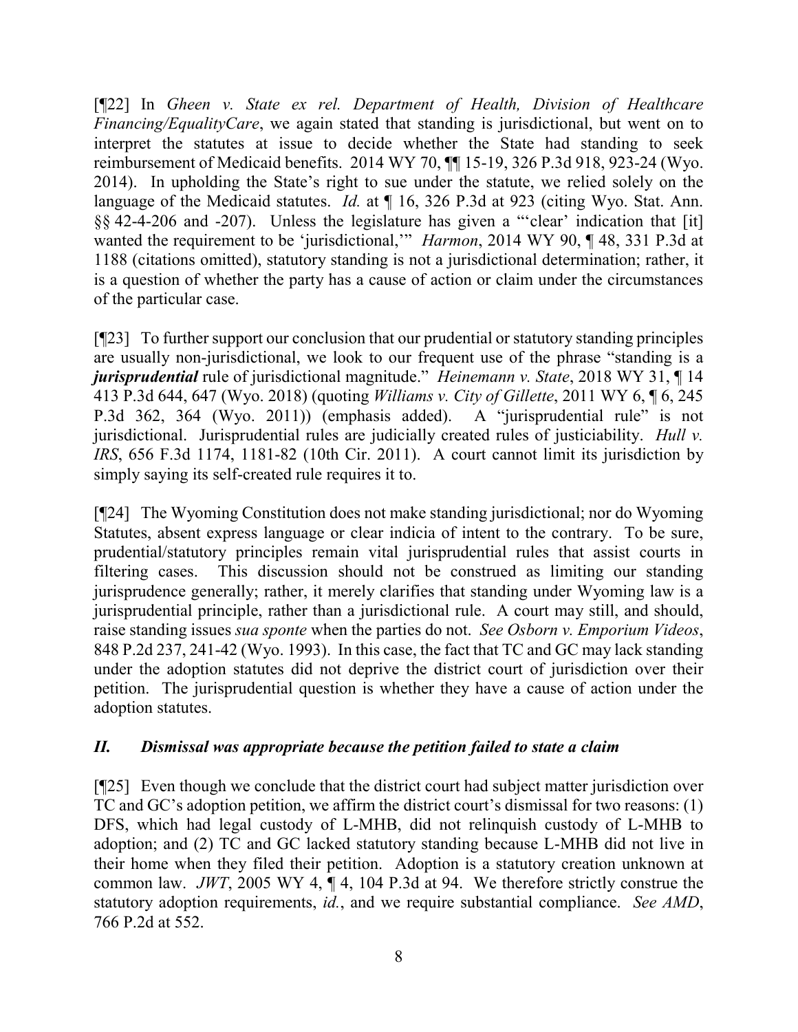[¶22] In *Gheen v. State ex rel. Department of Health, Division of Healthcare Financing/EqualityCare*, we again stated that standing is jurisdictional, but went on to interpret the statutes at issue to decide whether the State had standing to seek reimbursement of Medicaid benefits. 2014 WY 70, ¶¶ 15-19, 326 P.3d 918, 923-24 (Wyo. 2014). In upholding the State's right to sue under the statute, we relied solely on the language of the Medicaid statutes. *Id.* at ¶ 16, 326 P.3d at 923 (citing Wyo. Stat. Ann. §§ 42-4-206 and -207). Unless the legislature has given a "'clear' indication that [it] wanted the requirement to be 'jurisdictional,'" *Harmon*, 2014 WY 90, ¶ 48, 331 P.3d at 1188 (citations omitted), statutory standing is not a jurisdictional determination; rather, it is a question of whether the party has a cause of action or claim under the circumstances of the particular case.

[¶23] To further support our conclusion that our prudential or statutory standing principles are usually non-jurisdictional, we look to our frequent use of the phrase "standing is a ***jurisprudential*** rule of jurisdictional magnitude." *Heinemann v. State*, 2018 WY 31, ¶ 14 413 P.3d 644, 647 (Wyo. 2018) (quoting *Williams v. City of Gillette*, 2011 WY 6, ¶ 6, 245 P.3d 362, 364 (Wyo. 2011)) (emphasis added). A "jurisprudential rule" is not jurisdictional. Jurisprudential rules are judicially created rules of justiciability. *Hull v. IRS*, 656 F.3d 1174, 1181-82 (10th Cir. 2011). A court cannot limit its jurisdiction by simply saying its self-created rule requires it to.

[¶24] The Wyoming Constitution does not make standing jurisdictional; nor do Wyoming Statutes, absent express language or clear indicia of intent to the contrary. To be sure, prudential/statutory principles remain vital jurisprudential rules that assist courts in filtering cases. This discussion should not be construed as limiting our standing jurisprudence generally; rather, it merely clarifies that standing under Wyoming law is a jurisprudential principle, rather than a jurisdictional rule. A court may still, and should, raise standing issues *sua sponte* when the parties do not. *See Osborn v. Emporium Videos*, 848 P.2d 237, 241-42 (Wyo. 1993). In this case, the fact that TC and GC may lack standing under the adoption statutes did not deprive the district court of jurisdiction over their petition. The jurisprudential question is whether they have a cause of action under the adoption statutes.

## *II. Dismissal was appropriate because the petition failed to state a claim*

[¶25] Even though we conclude that the district court had subject matter jurisdiction over TC and GC's adoption petition, we affirm the district court's dismissal for two reasons: (1) DFS, which had legal custody of L-MHB, did not relinquish custody of L-MHB to adoption; and (2) TC and GC lacked statutory standing because L-MHB did not live in their home when they filed their petition. Adoption is a statutory creation unknown at common law. *JWT*, 2005 WY 4, ¶ 4, 104 P.3d at 94. We therefore strictly construe the statutory adoption requirements, *id.*, and we require substantial compliance. *See AMD*, 766 P.2d at 552.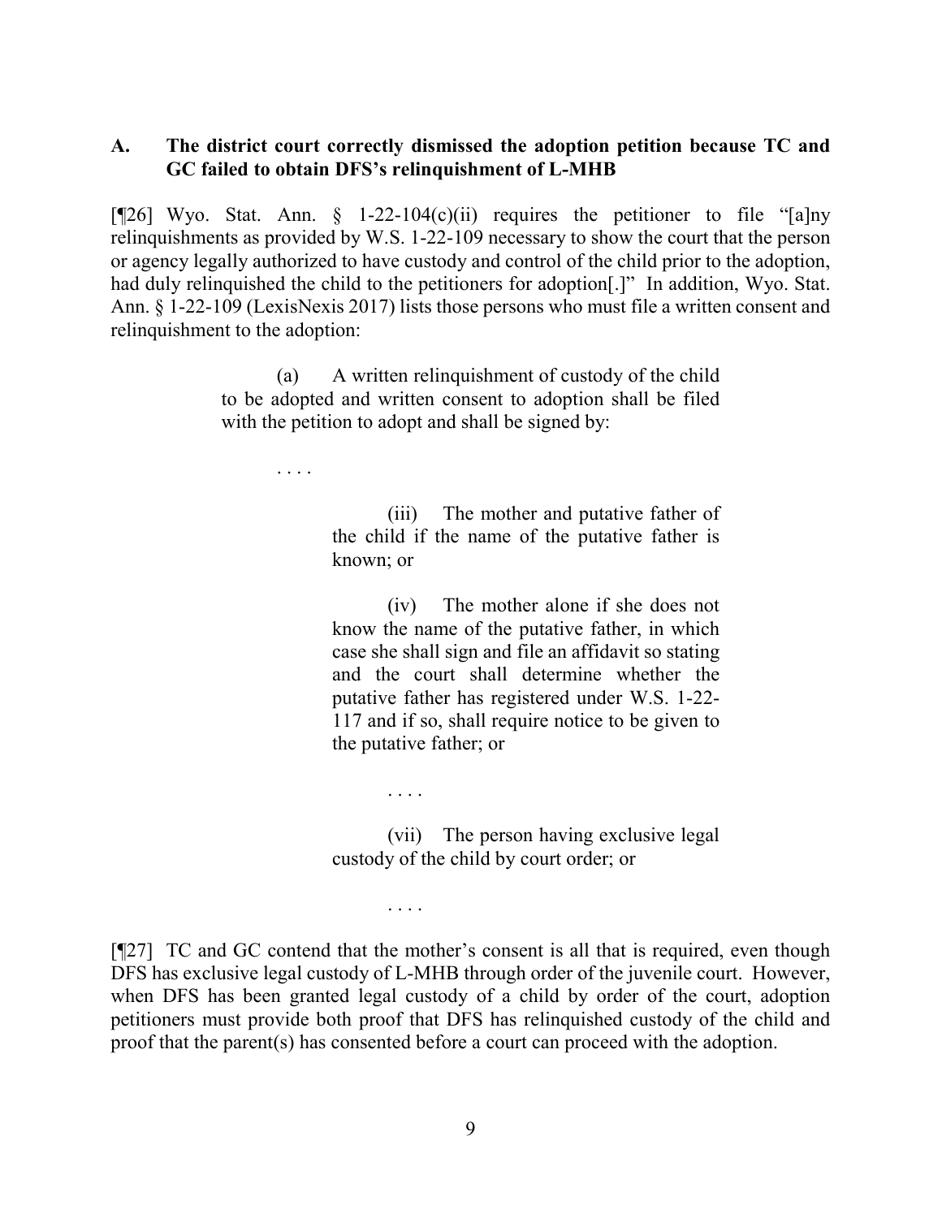### A. The district court correctly dismissed the adoption petition because TC and GC failed to obtain DFS's relinquishment of L-MHB

[¶26] Wyo. Stat. Ann. § 1-22-104(c)(ii) requires the petitioner to file "[a]ny relinquishments as provided by W.S. 1-22-109 necessary to show the court that the person or agency legally authorized to have custody and control of the child prior to the adoption, had duly relinquished the child to the petitioners for adoption[.]" In addition, Wyo. Stat. Ann. § 1-22-109 (LexisNexis 2017) lists those persons who must file a written consent and relinquishment to the adoption:

> (a) A written relinquishment of custody of the child to be adopted and written consent to adoption shall be filed with the petition to adopt and shall be signed by:
>
> . . . .
>
> (iii) The mother and putative father of the child if the name of the putative father is known; or
>
> (iv) The mother alone if she does not know the name of the putative father, in which case she shall sign and file an affidavit so stating and the court shall determine whether the putative father has registered under W.S. 1-22-117 and if so, shall require notice to be given to the putative father; or
>
> . . . .
>
> (vii) The person having exclusive legal custody of the child by court order; or
>
> . . . .

[¶27] TC and GC contend that the mother's consent is all that is required, even though DFS has exclusive legal custody of L-MHB through order of the juvenile court. However, when DFS has been granted legal custody of a child by order of the court, adoption petitioners must provide both proof that DFS has relinquished custody of the child and proof that the parent(s) has consented before a court can proceed with the adoption.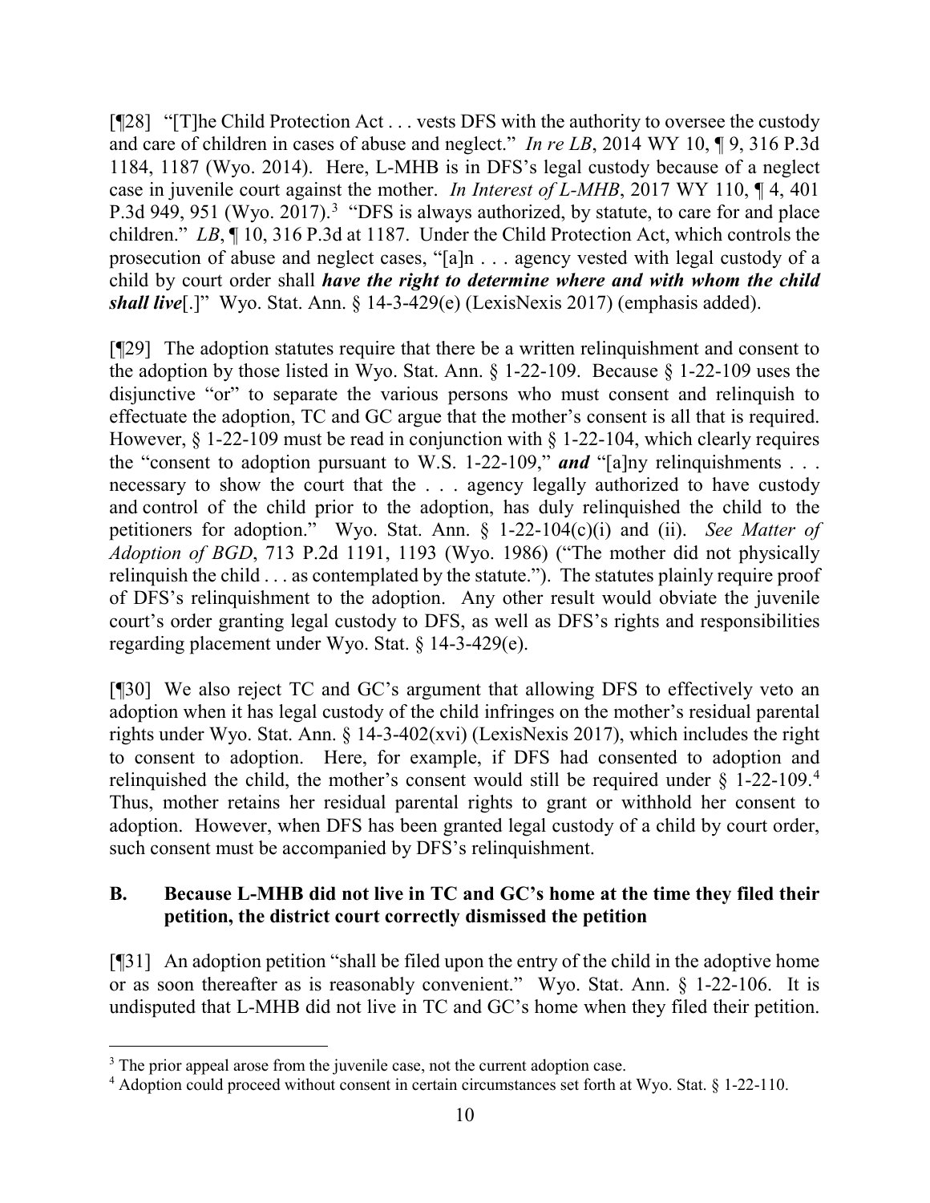[¶28] "[T]he Child Protection Act . . . vests DFS with the authority to oversee the custody and care of children in cases of abuse and neglect." *In re LB*, 2014 WY 10, ¶ 9, 316 P.3d 1184, 1187 (Wyo. 2014). Here, L-MHB is in DFS's legal custody because of a neglect case in juvenile court against the mother. *In Interest of L-MHB*, 2017 WY 110, ¶ 4, 401 P.3d 949, 951 (Wyo. 2017).[3] "DFS is always authorized, by statute, to care for and place children." *LB*, ¶ 10, 316 P.3d at 1187. Under the Child Protection Act, which controls the prosecution of abuse and neglect cases, "[a]n . . . agency vested with legal custody of a child by court order shall ***have the right to determine where and with whom the child shall live***[.]" Wyo. Stat. Ann. § 14-3-429(e) (LexisNexis 2017) (emphasis added).

[¶29] The adoption statutes require that there be a written relinquishment and consent to the adoption by those listed in Wyo. Stat. Ann. § 1-22-109. Because § 1-22-109 uses the disjunctive "or" to separate the various persons who must consent and relinquish to effectuate the adoption, TC and GC argue that the mother's consent is all that is required. However, § 1-22-109 must be read in conjunction with § 1-22-104, which clearly requires the "consent to adoption pursuant to W.S. 1-22-109," ***and*** "[a]ny relinquishments . . . necessary to show the court that the . . . agency legally authorized to have custody and control of the child prior to the adoption, has duly relinquished the child to the petitioners for adoption." Wyo. Stat. Ann. § 1-22-104(c)(i) and (ii). *See Matter of Adoption of BGD*, 713 P.2d 1191, 1193 (Wyo. 1986) ("The mother did not physically relinquish the child . . . as contemplated by the statute."). The statutes plainly require proof of DFS's relinquishment to the adoption. Any other result would obviate the juvenile court's order granting legal custody to DFS, as well as DFS's rights and responsibilities regarding placement under Wyo. Stat. § 14-3-429(e).

[¶30] We also reject TC and GC's argument that allowing DFS to effectively veto an adoption when it has legal custody of the child infringes on the mother's residual parental rights under Wyo. Stat. Ann. § 14-3-402(xvi) (LexisNexis 2017), which includes the right to consent to adoption. Here, for example, if DFS had consented to adoption and relinquished the child, the mother's consent would still be required under § 1-22-109.[4] Thus, mother retains her residual parental rights to grant or withhold her consent to adoption. However, when DFS has been granted legal custody of a child by court order, such consent must be accompanied by DFS's relinquishment.

## B. Because L-MHB did not live in TC and GC's home at the time they filed their petition, the district court correctly dismissed the petition

[¶31] An adoption petition "shall be filed upon the entry of the child in the adoptive home or as soon thereafter as is reasonably convenient." Wyo. Stat. Ann. § 1-22-106. It is undisputed that L-MHB did not live in TC and GC's home when they filed their petition.

---

[3] The prior appeal arose from the juvenile case, not the current adoption case.

[4] Adoption could proceed without consent in certain circumstances set forth at Wyo. Stat. § 1-22-110.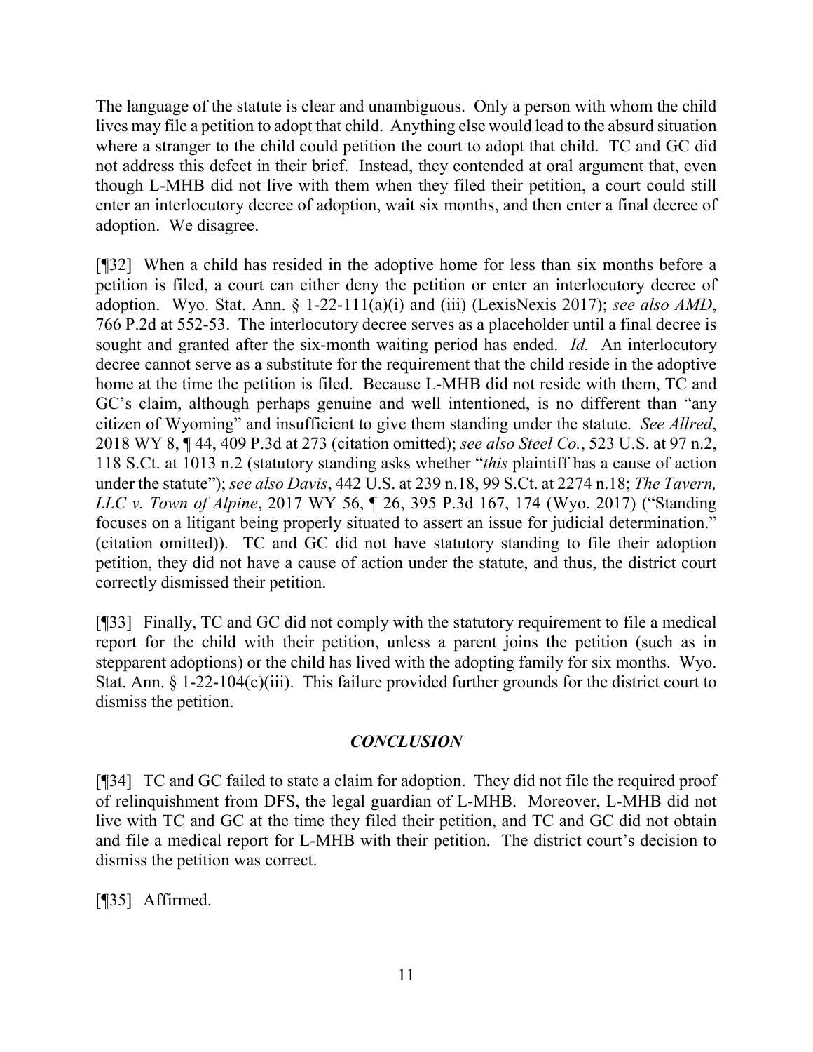The language of the statute is clear and unambiguous. Only a person with whom the child lives may file a petition to adopt that child. Anything else would lead to the absurd situation where a stranger to the child could petition the court to adopt that child. TC and GC did not address this defect in their brief. Instead, they contended at oral argument that, even though L-MHB did not live with them when they filed their petition, a court could still enter an interlocutory decree of adoption, wait six months, and then enter a final decree of adoption. We disagree.

[¶32] When a child has resided in the adoptive home for less than six months before a petition is filed, a court can either deny the petition or enter an interlocutory decree of adoption. Wyo. Stat. Ann. § 1-22-111(a)(i) and (iii) (LexisNexis 2017); *see also AMD*, 766 P.2d at 552-53. The interlocutory decree serves as a placeholder until a final decree is sought and granted after the six-month waiting period has ended. *Id.* An interlocutory decree cannot serve as a substitute for the requirement that the child reside in the adoptive home at the time the petition is filed. Because L-MHB did not reside with them, TC and GC's claim, although perhaps genuine and well intentioned, is no different than "any citizen of Wyoming" and insufficient to give them standing under the statute. *See Allred*, 2018 WY 8, ¶ 44, 409 P.3d at 273 (citation omitted); *see also Steel Co.*, 523 U.S. at 97 n.2, 118 S.Ct. at 1013 n.2 (statutory standing asks whether "*this* plaintiff has a cause of action under the statute"); *see also Davis*, 442 U.S. at 239 n.18, 99 S.Ct. at 2274 n.18; *The Tavern, LLC v. Town of Alpine*, 2017 WY 56, ¶ 26, 395 P.3d 167, 174 (Wyo. 2017) ("Standing focuses on a litigant being properly situated to assert an issue for judicial determination." (citation omitted)). TC and GC did not have statutory standing to file their adoption petition, they did not have a cause of action under the statute, and thus, the district court correctly dismissed their petition.

[¶33] Finally, TC and GC did not comply with the statutory requirement to file a medical report for the child with their petition, unless a parent joins the petition (such as in stepparent adoptions) or the child has lived with the adopting family for six months. Wyo. Stat. Ann. § 1-22-104(c)(iii). This failure provided further grounds for the district court to dismiss the petition.

## *CONCLUSION*

[¶34] TC and GC failed to state a claim for adoption. They did not file the required proof of relinquishment from DFS, the legal guardian of L-MHB. Moreover, L-MHB did not live with TC and GC at the time they filed their petition, and TC and GC did not obtain and file a medical report for L-MHB with their petition. The district court's decision to dismiss the petition was correct.

[¶35] Affirmed.